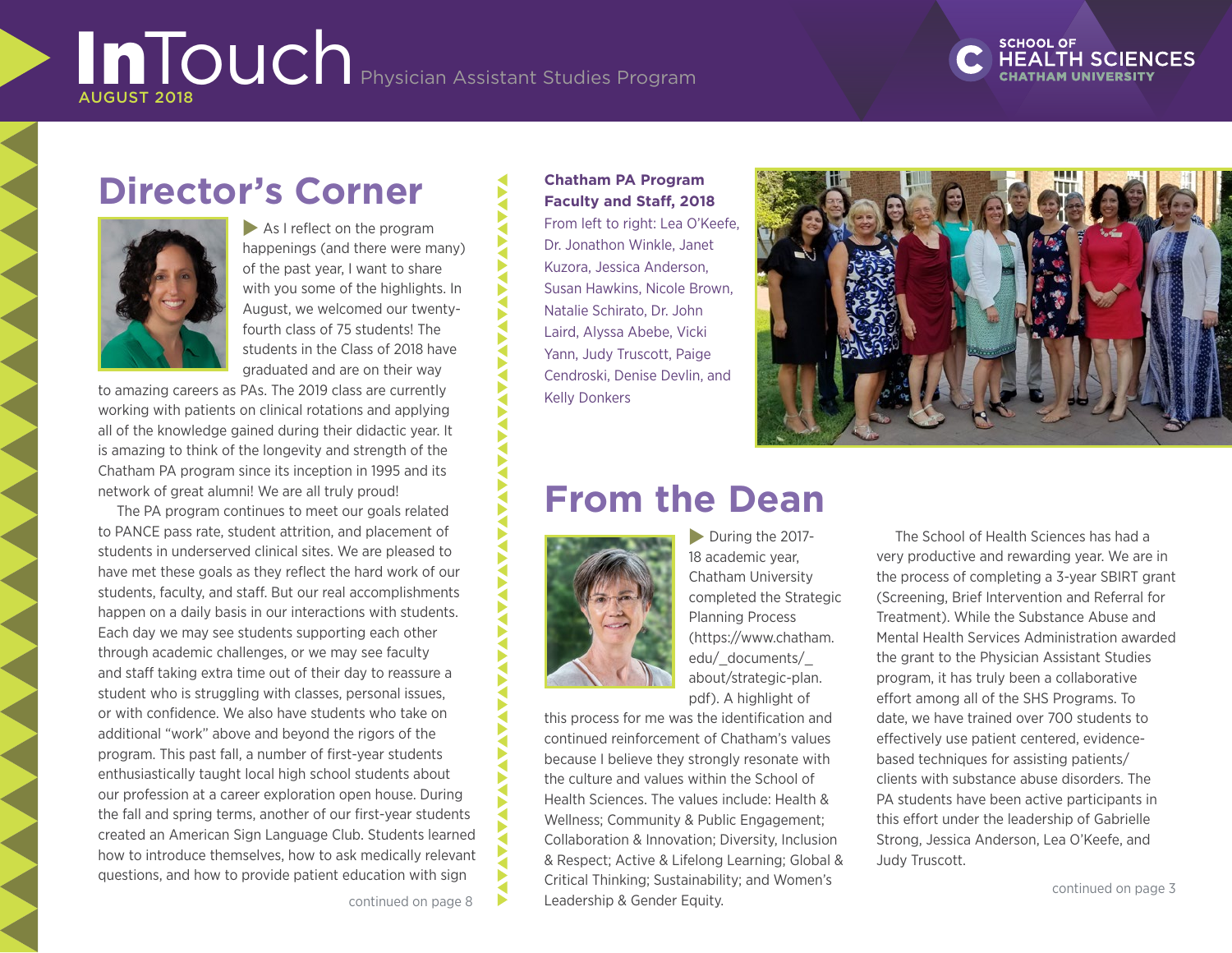# InTouch

Physician Assistant Studies Program

AUGUST 2018

SCHOOL OF HEALTH SCIENCES
CHATHAM UNIVERSITY

## Director's Corner

As I reflect on the program happenings (and there were many) of the past year, I want to share with you some of the highlights. In August, we welcomed our twenty-fourth class of 75 students! The students in the Class of 2018 have graduated and are on their way to amazing careers as PAs. The 2019 class are currently working with patients on clinical rotations and applying all of the knowledge gained during their didactic year. It is amazing to think of the longevity and strength of the Chatham PA program since its inception in 1995 and its network of great alumni! We are all truly proud!

The PA program continues to meet our goals related to PANCE pass rate, student attrition, and placement of students in underserved clinical sites. We are pleased to have met these goals as they reflect the hard work of our students, faculty, and staff. But our real accomplishments happen on a daily basis in our interactions with students. Each day we may see students supporting each other through academic challenges, or we may see faculty and staff taking extra time out of their day to reassure a student who is struggling with classes, personal issues, or with confidence. We also have students who take on additional "work" above and beyond the rigors of the program. This past fall, a number of first-year students enthusiastically taught local high school students about our profession at a career exploration open house. During the fall and spring terms, another of our first-year students created an American Sign Language Club. Students learned how to introduce themselves, how to ask medically relevant questions, and how to provide patient education with sign

continued on page 8

**Chatham PA Program Faculty and Staff, 2018**

From left to right: Lea O'Keefe, Dr. Jonathon Winkle, Janet Kuzora, Jessica Anderson, Susan Hawkins, Nicole Brown, Natalie Schirato, Dr. John Laird, Alyssa Abebe, Vicki Yann, Judy Truscott, Paige Cendroski, Denise Devlin, and Kelly Donkers

## From the Dean

During the 2017-18 academic year, Chatham University completed the Strategic Planning Process (https://www.chatham.edu/_documents/_about/strategic-plan.pdf). A highlight of this process for me was the identification and continued reinforcement of Chatham's values because I believe they strongly resonate with the culture and values within the School of Health Sciences. The values include: Health & Wellness; Community & Public Engagement; Collaboration & Innovation; Diversity, Inclusion & Respect; Active & Lifelong Learning; Global & Critical Thinking; Sustainability; and Women's Leadership & Gender Equity.

The School of Health Sciences has had a very productive and rewarding year. We are in the process of completing a 3-year SBIRT grant (Screening, Brief Intervention and Referral for Treatment). While the Substance Abuse and Mental Health Services Administration awarded the grant to the Physician Assistant Studies program, it has truly been a collaborative effort among all of the SHS Programs. To date, we have trained over 700 students to effectively use patient centered, evidence-based techniques for assisting patients/clients with substance abuse disorders. The PA students have been active participants in this effort under the leadership of Gabrielle Strong, Jessica Anderson, Lea O'Keefe, and Judy Truscott.

continued on page 3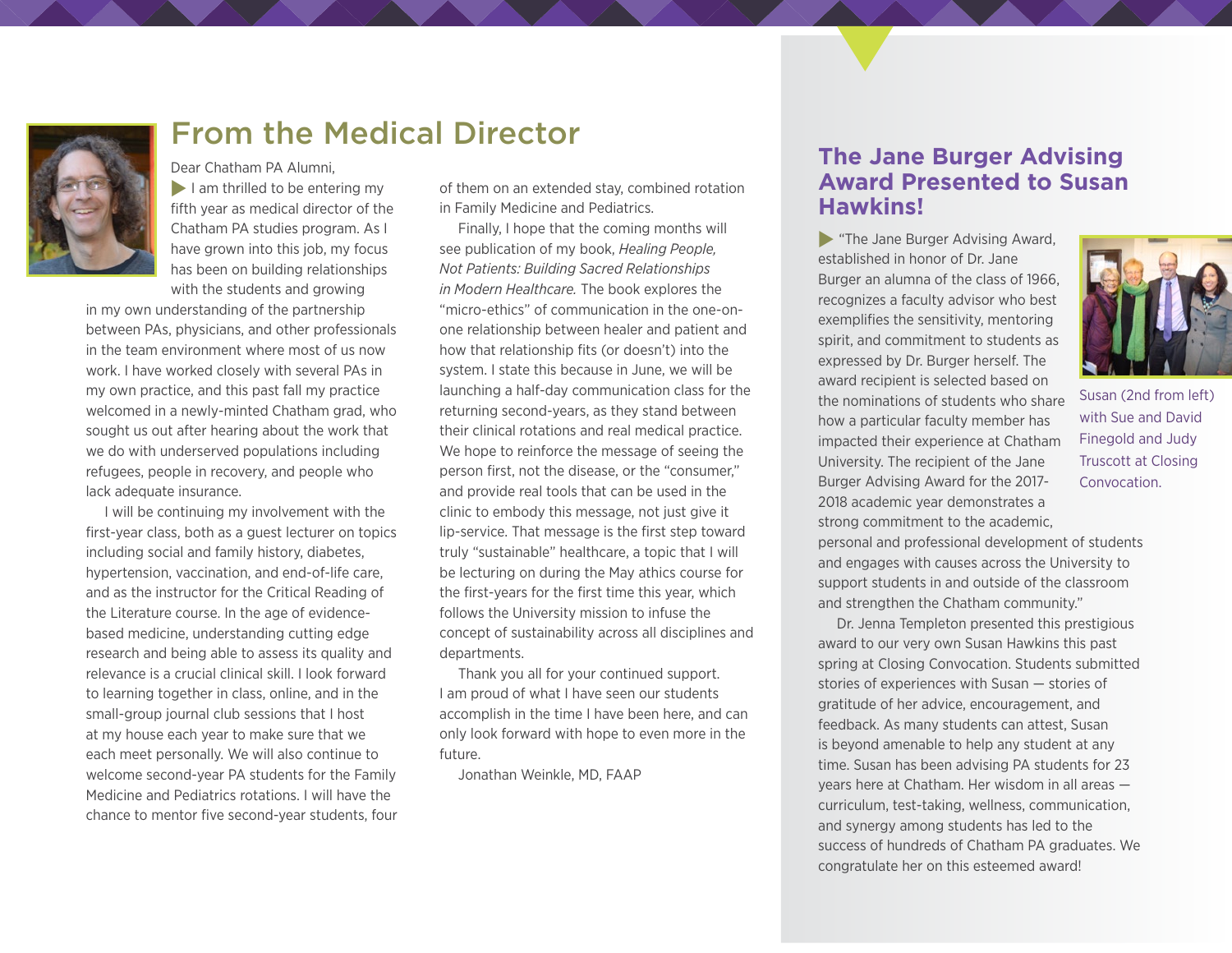## From the Medical Director

Dear Chatham PA Alumni,

I am thrilled to be entering my fifth year as medical director of the Chatham PA studies program. As I have grown into this job, my focus has been on building relationships with the students and growing in my own understanding of the partnership between PAs, physicians, and other professionals in the team environment where most of us now work. I have worked closely with several PAs in my own practice, and this past fall my practice welcomed in a newly-minted Chatham grad, who sought us out after hearing about the work that we do with underserved populations including refugees, people in recovery, and people who lack adequate insurance.

I will be continuing my involvement with the first-year class, both as a guest lecturer on topics including social and family history, diabetes, hypertension, vaccination, and end-of-life care, and as the instructor for the Critical Reading of the Literature course. In the age of evidence-based medicine, understanding cutting edge research and being able to assess its quality and relevance is a crucial clinical skill. I look forward to learning together in class, online, and in the small-group journal club sessions that I host at my house each year to make sure that we each meet personally. We will also continue to welcome second-year PA students for the Family Medicine and Pediatrics rotations. I will have the chance to mentor five second-year students, four of them on an extended stay, combined rotation in Family Medicine and Pediatrics.

Finally, I hope that the coming months will see publication of my book, *Healing People, Not Patients: Building Sacred Relationships in Modern Healthcare.* The book explores the "micro-ethics" of communication in the one-on-one relationship between healer and patient and how that relationship fits (or doesn't) into the system. I state this because in June, we will be launching a half-day communication class for the returning second-years, as they stand between their clinical rotations and real medical practice. We hope to reinforce the message of seeing the person first, not the disease, or the "consumer," and provide real tools that can be used in the clinic to embody this message, not just give it lip-service. That message is the first step toward truly "sustainable" healthcare, a topic that I will be lecturing on during the May athics course for the first-years for the first time this year, which follows the University mission to infuse the concept of sustainability across all disciplines and departments.

Thank you all for your continued support. I am proud of what I have seen our students accomplish in the time I have been here, and can only look forward with hope to even more in the future.

Jonathan Weinkle, MD, FAAP

## The Jane Burger Advising Award Presented to Susan Hawkins!

"The Jane Burger Advising Award, established in honor of Dr. Jane Burger an alumna of the class of 1966, recognizes a faculty advisor who best exemplifies the sensitivity, mentoring spirit, and commitment to students as expressed by Dr. Burger herself. The award recipient is selected based on the nominations of students who share how a particular faculty member has impacted their experience at Chatham University. The recipient of the Jane Burger Advising Award for the 2017-2018 academic year demonstrates a strong commitment to the academic, personal and professional development of students and engages with causes across the University to support students in and outside of the classroom and strengthen the Chatham community."

Susan (2nd from left) with Sue and David Finegold and Judy Truscott at Closing Convocation.

Dr. Jenna Templeton presented this prestigious award to our very own Susan Hawkins this past spring at Closing Convocation. Students submitted stories of experiences with Susan — stories of gratitude of her advice, encouragement, and feedback. As many students can attest, Susan is beyond amenable to help any student at any time. Susan has been advising PA students for 23 years here at Chatham. Her wisdom in all areas — curriculum, test-taking, wellness, communication, and synergy among students has led to the success of hundreds of Chatham PA graduates. We congratulate her on this esteemed award!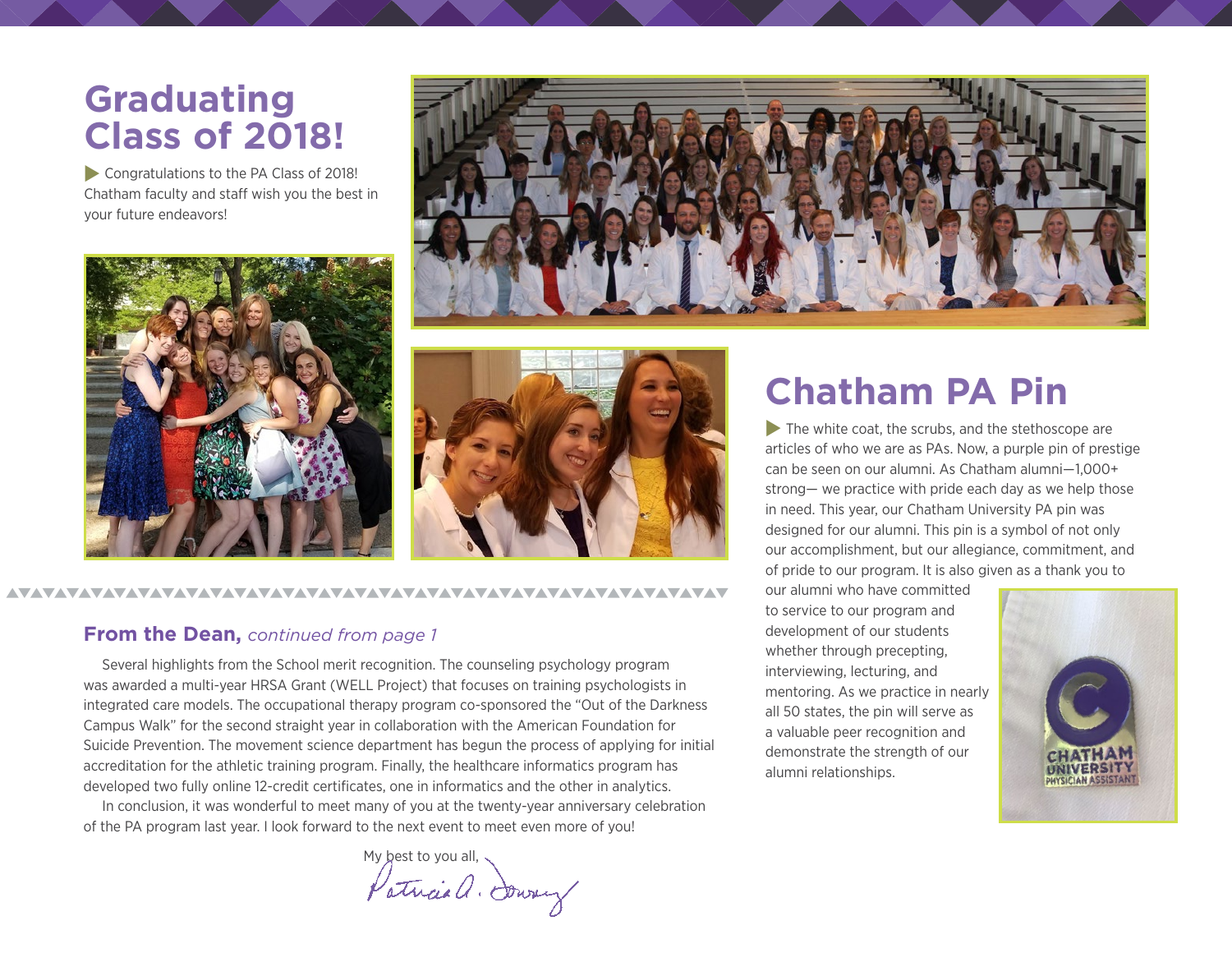# Graduating Class of 2018!

Congratulations to the PA Class of 2018! Chatham faculty and staff wish you the best in your future endeavors!

## From the Dean, *continued from page 1*

Several highlights from the School merit recognition. The counseling psychology program was awarded a multi-year HRSA Grant (WELL Project) that focuses on training psychologists in integrated care models. The occupational therapy program co-sponsored the “Out of the Darkness Campus Walk” for the second straight year in collaboration with the American Foundation for Suicide Prevention. The movement science department has begun the process of applying for initial accreditation for the athletic training program. Finally, the healthcare informatics program has developed two fully online 12-credit certificates, one in informatics and the other in analytics.

In conclusion, it was wonderful to meet many of you at the twenty-year anniversary celebration of the PA program last year. I look forward to the next event to meet even more of you!

My best to you all,

Patricia A. Downey

# Chatham PA Pin

The white coat, the scrubs, and the stethoscope are articles of who we are as PAs. Now, a purple pin of prestige can be seen on our alumni. As Chatham alumni—1,000+ strong— we practice with pride each day as we help those in need. This year, our Chatham University PA pin was designed for our alumni. This pin is a symbol of not only our accomplishment, but our allegiance, commitment, and of pride to our program. It is also given as a thank you to our alumni who have committed to service to our program and development of our students whether through precepting, interviewing, lecturing, and mentoring. As we practice in nearly all 50 states, the pin will serve as a valuable peer recognition and demonstrate the strength of our alumni relationships.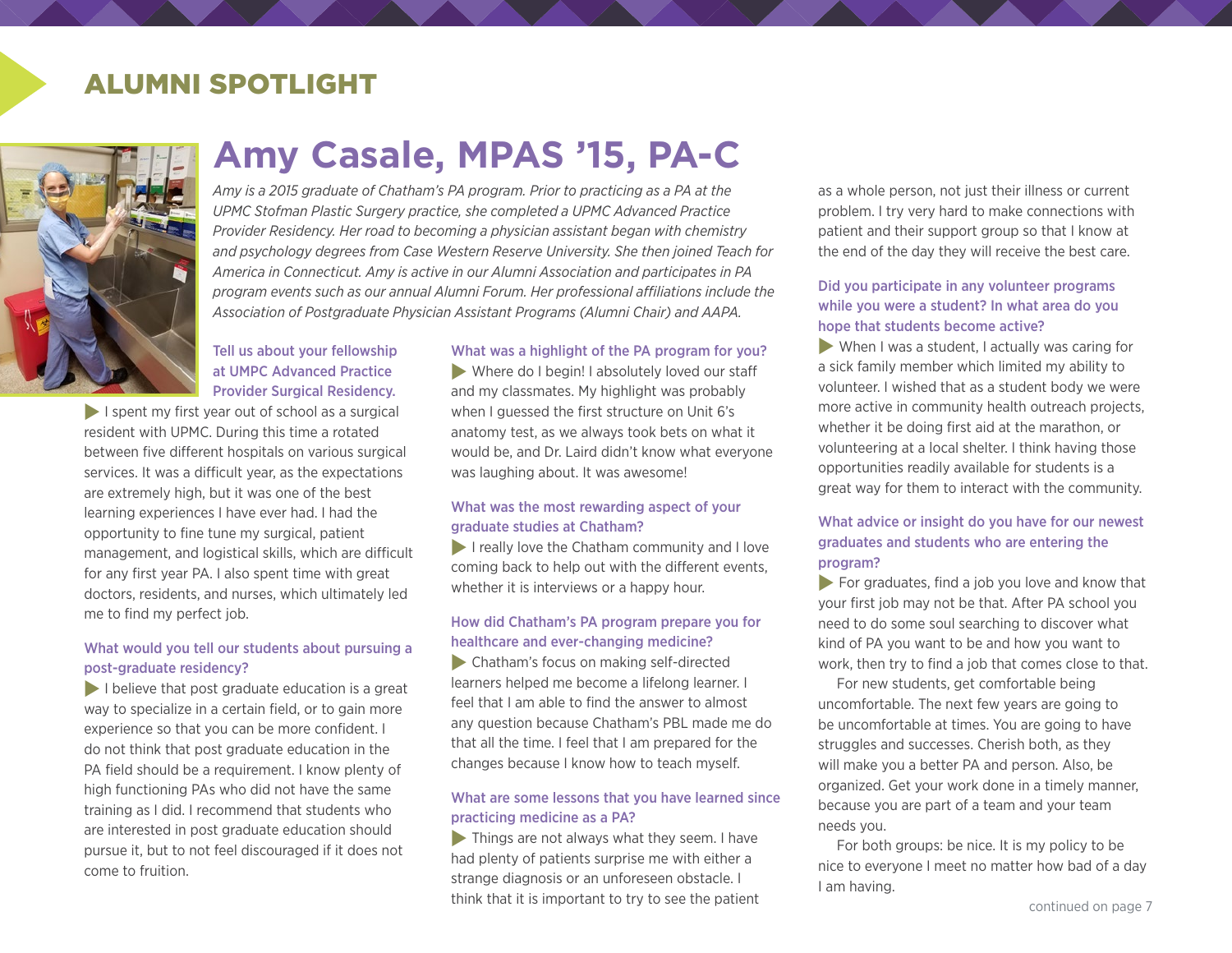## ALUMNI SPOTLIGHT

# Amy Casale, MPAS '15, PA-C

*Amy is a 2015 graduate of Chatham's PA program. Prior to practicing as a PA at the UPMC Stofman Plastic Surgery practice, she completed a UPMC Advanced Practice Provider Residency. Her road to becoming a physician assistant began with chemistry and psychology degrees from Case Western Reserve University. She then joined Teach for America in Connecticut. Amy is active in our Alumni Association and participates in PA program events such as our annual Alumni Forum. Her professional affiliations include the Association of Postgraduate Physician Assistant Programs (Alumni Chair) and AAPA.*

### Tell us about your fellowship at UMPC Advanced Practice Provider Surgical Residency.

I spent my first year out of school as a surgical resident with UPMC. During this time a rotated between five different hospitals on various surgical services. It was a difficult year, as the expectations are extremely high, but it was one of the best learning experiences I have ever had. I had the opportunity to fine tune my surgical, patient management, and logistical skills, which are difficult for any first year PA. I also spent time with great doctors, residents, and nurses, which ultimately led me to find my perfect job.

### What would you tell our students about pursuing a post-graduate residency?

I believe that post graduate education is a great way to specialize in a certain field, or to gain more experience so that you can be more confident. I do not think that post graduate education in the PA field should be a requirement. I know plenty of high functioning PAs who did not have the same training as I did. I recommend that students who are interested in post graduate education should pursue it, but to not feel discouraged if it does not come to fruition.

### What was a highlight of the PA program for you?

Where do I begin! I absolutely loved our staff and my classmates. My highlight was probably when I guessed the first structure on Unit 6's anatomy test, as we always took bets on what it would be, and Dr. Laird didn't know what everyone was laughing about. It was awesome!

### What was the most rewarding aspect of your graduate studies at Chatham?

I really love the Chatham community and I love coming back to help out with the different events, whether it is interviews or a happy hour.

### How did Chatham's PA program prepare you for healthcare and ever-changing medicine?

Chatham's focus on making self-directed learners helped me become a lifelong learner. I feel that I am able to find the answer to almost any question because Chatham's PBL made me do that all the time. I feel that I am prepared for the changes because I know how to teach myself.

### What are some lessons that you have learned since practicing medicine as a PA?

Things are not always what they seem. I have had plenty of patients surprise me with either a strange diagnosis or an unforeseen obstacle. I think that it is important to try to see the patient as a whole person, not just their illness or current problem. I try very hard to make connections with patient and their support group so that I know at the end of the day they will receive the best care.

### Did you participate in any volunteer programs while you were a student? In what area do you hope that students become active?

When I was a student, I actually was caring for a sick family member which limited my ability to volunteer. I wished that as a student body we were more active in community health outreach projects, whether it be doing first aid at the marathon, or volunteering at a local shelter. I think having those opportunities readily available for students is a great way for them to interact with the community.

### What advice or insight do you have for our newest graduates and students who are entering the program?

For graduates, find a job you love and know that your first job may not be that. After PA school you need to do some soul searching to discover what kind of PA you want to be and how you want to work, then try to find a job that comes close to that.

For new students, get comfortable being uncomfortable. The next few years are going to be uncomfortable at times. You are going to have struggles and successes. Cherish both, as they will make you a better PA and person. Also, be organized. Get your work done in a timely manner, because you are part of a team and your team needs you.

For both groups: be nice. It is my policy to be nice to everyone I meet no matter how bad of a day I am having.

continued on page 7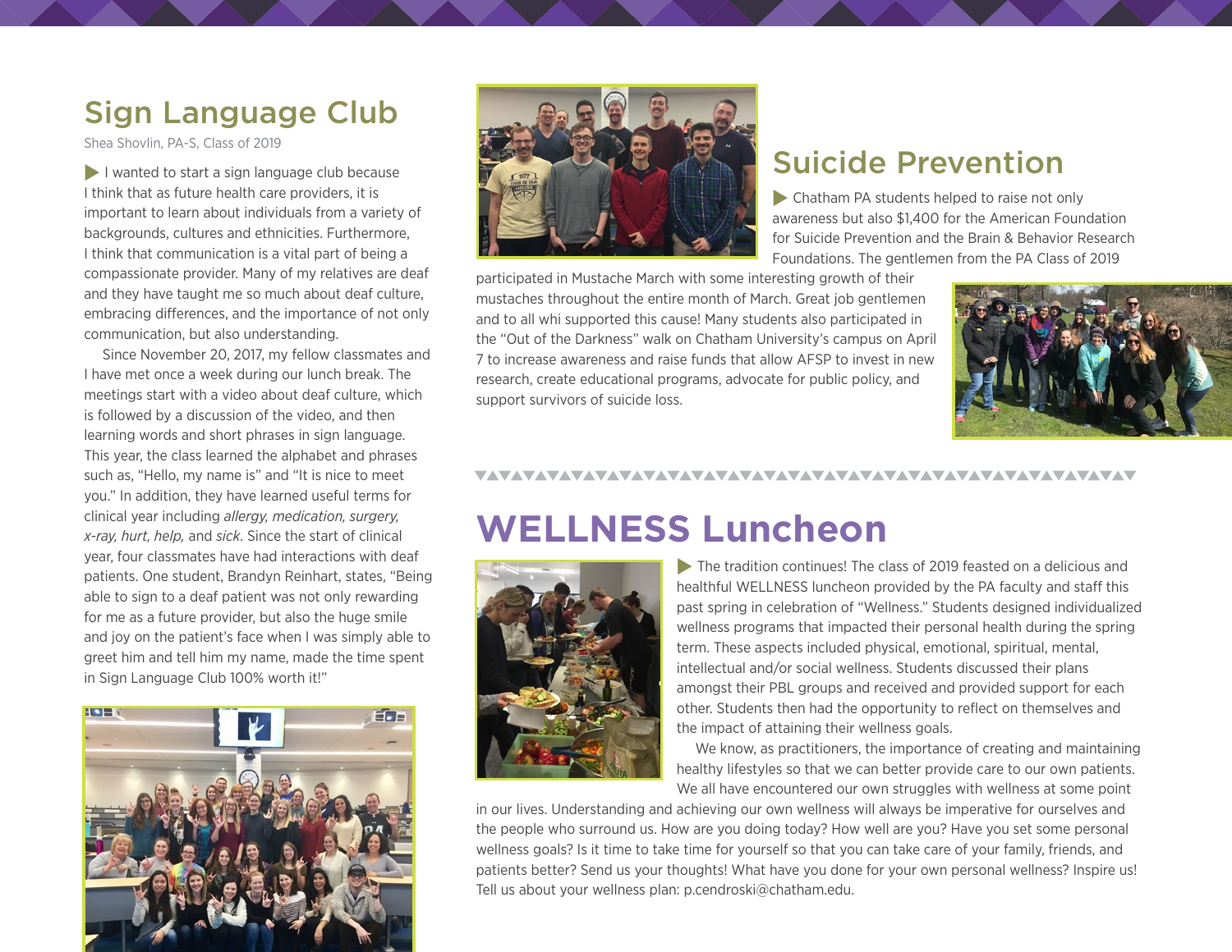## Sign Language Club

Shea Shovlin, PA-S, Class of 2019

I wanted to start a sign language club because I think that as future health care providers, it is important to learn about individuals from a variety of backgrounds, cultures and ethnicities. Furthermore, I think that communication is a vital part of being a compassionate provider. Many of my relatives are deaf and they have taught me so much about deaf culture, embracing differences, and the importance of not only communication, but also understanding.

Since November 20, 2017, my fellow classmates and I have met once a week during our lunch break. The meetings start with a video about deaf culture, which is followed by a discussion of the video, and then learning words and short phrases in sign language. This year, the class learned the alphabet and phrases such as, "Hello, my name is" and "It is nice to meet you." In addition, they have learned useful terms for clinical year including *allergy, medication, surgery, x-ray, hurt, help,* and *sick*. Since the start of clinical year, four classmates have had interactions with deaf patients. One student, Brandyn Reinhart, states, "Being able to sign to a deaf patient was not only rewarding for me as a future provider, but also the huge smile and joy on the patient's face when I was simply able to greet him and tell him my name, made the time spent in Sign Language Club 100% worth it!"

## Suicide Prevention

Chatham PA students helped to raise not only awareness but also $1,400 for the American Foundation for Suicide Prevention and the Brain & Behavior Research Foundations. The gentlemen from the PA Class of 2019 participated in Mustache March with some interesting growth of their mustaches throughout the entire month of March. Great job gentlemen and to all whi supported this cause! Many students also participated in the "Out of the Darkness" walk on Chatham University's campus on April 7 to increase awareness and raise funds that allow AFSP to invest in new research, create educational programs, advocate for public policy, and support survivors of suicide loss.

## WELLNESS Luncheon

The tradition continues! The class of 2019 feasted on a delicious and healthful WELLNESS luncheon provided by the PA faculty and staff this past spring in celebration of "Wellness." Students designed individualized wellness programs that impacted their personal health during the spring term. These aspects included physical, emotional, spiritual, mental, intellectual and/or social wellness. Students discussed their plans amongst their PBL groups and received and provided support for each other. Students then had the opportunity to reflect on themselves and the impact of attaining their wellness goals.

We know, as practitioners, the importance of creating and maintaining healthy lifestyles so that we can better provide care to our own patients. We all have encountered our own struggles with wellness at some point in our lives. Understanding and achieving our own wellness will always be imperative for ourselves and the people who surround us. How are you doing today? How well are you? Have you set some personal wellness goals? Is it time to take time for yourself so that you can take care of your family, friends, and patients better? Send us your thoughts! What have you done for your own personal wellness? Inspire us! Tell us about your wellness plan: p.cendroski@chatham.edu.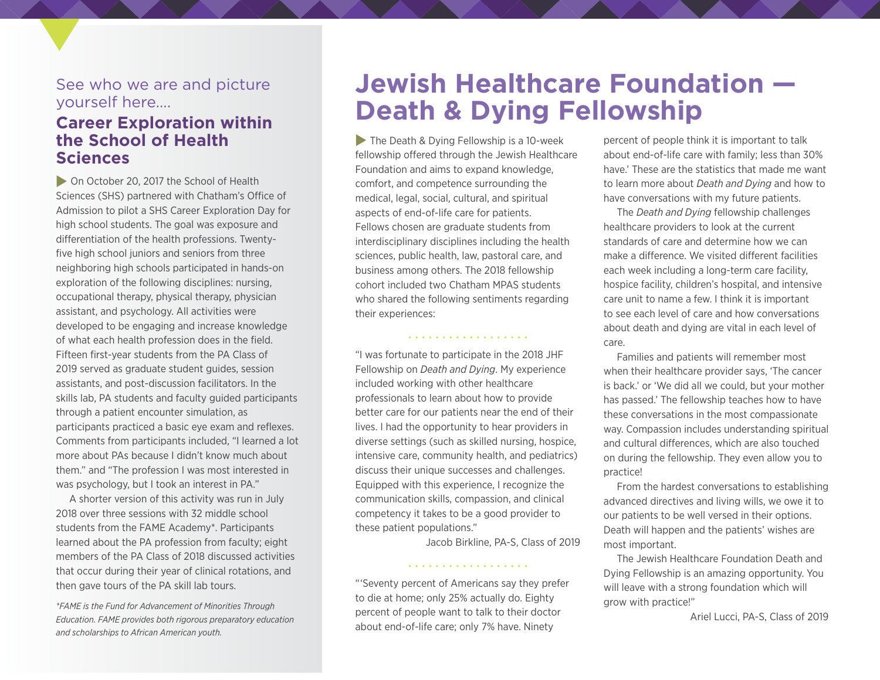See who we are and picture yourself here....

## Career Exploration within the School of Health Sciences

On October 20, 2017 the School of Health Sciences (SHS) partnered with Chatham's Office of Admission to pilot a SHS Career Exploration Day for high school students. The goal was exposure and differentiation of the health professions. Twenty-five high school juniors and seniors from three neighboring high schools participated in hands-on exploration of the following disciplines: nursing, occupational therapy, physical therapy, physician assistant, and psychology. All activities were developed to be engaging and increase knowledge of what each health profession does in the field. Fifteen first-year students from the PA Class of 2019 served as graduate student guides, session assistants, and post-discussion facilitators. In the skills lab, PA students and faculty guided participants through a patient encounter simulation, as participants practiced a basic eye exam and reflexes. Comments from participants included, "I learned a lot more about PAs because I didn't know much about them." and "The profession I was most interested in was psychology, but I took an interest in PA."

A shorter version of this activity was run in July 2018 over three sessions with 32 middle school students from the FAME Academy*. Participants learned about the PA profession from faculty; eight members of the PA Class of 2018 discussed activities that occur during their year of clinical rotations, and then gave tours of the PA skill lab tours.

*\*FAME is the Fund for Advancement of Minorities Through Education. FAME provides both rigorous preparatory education and scholarships to African American youth.*

# Jewish Healthcare Foundation — Death & Dying Fellowship

The Death & Dying Fellowship is a 10-week fellowship offered through the Jewish Healthcare Foundation and aims to expand knowledge, comfort, and competence surrounding the medical, legal, social, cultural, and spiritual aspects of end-of-life care for patients. Fellows chosen are graduate students from interdisciplinary disciplines including the health sciences, public health, law, pastoral care, and business among others. The 2018 fellowship cohort included two Chatham MPAS students who shared the following sentiments regarding their experiences:

"I was fortunate to participate in the 2018 JHF Fellowship on *Death and Dying*. My experience included working with other healthcare professionals to learn about how to provide better care for our patients near the end of their lives. I had the opportunity to hear providers in diverse settings (such as skilled nursing, hospice, intensive care, community health, and pediatrics) discuss their unique successes and challenges. Equipped with this experience, I recognize the communication skills, compassion, and clinical competency it takes to be a good provider to these patient populations."

Jacob Birkline, PA-S, Class of 2019

"'Seventy percent of Americans say they prefer to die at home; only 25% actually do. Eighty percent of people want to talk to their doctor about end-of-life care; only 7% have. Ninety percent of people think it is important to talk about end-of-life care with family; less than 30% have.' These are the statistics that made me want to learn more about *Death and Dying* and how to have conversations with my future patients.

The *Death and Dying* fellowship challenges healthcare providers to look at the current standards of care and determine how we can make a difference. We visited different facilities each week including a long-term care facility, hospice facility, children's hospital, and intensive care unit to name a few. I think it is important to see each level of care and how conversations about death and dying are vital in each level of care.

Families and patients will remember most when their healthcare provider says, 'The cancer is back.' or 'We did all we could, but your mother has passed.' The fellowship teaches how to have these conversations in the most compassionate way. Compassion includes understanding spiritual and cultural differences, which are also touched on during the fellowship. They even allow you to practice!

From the hardest conversations to establishing advanced directives and living wills, we owe it to our patients to be well versed in their options. Death will happen and the patients' wishes are most important.

The Jewish Healthcare Foundation Death and Dying Fellowship is an amazing opportunity. You will leave with a strong foundation which will grow with practice!"

Ariel Lucci, PA-S, Class of 2019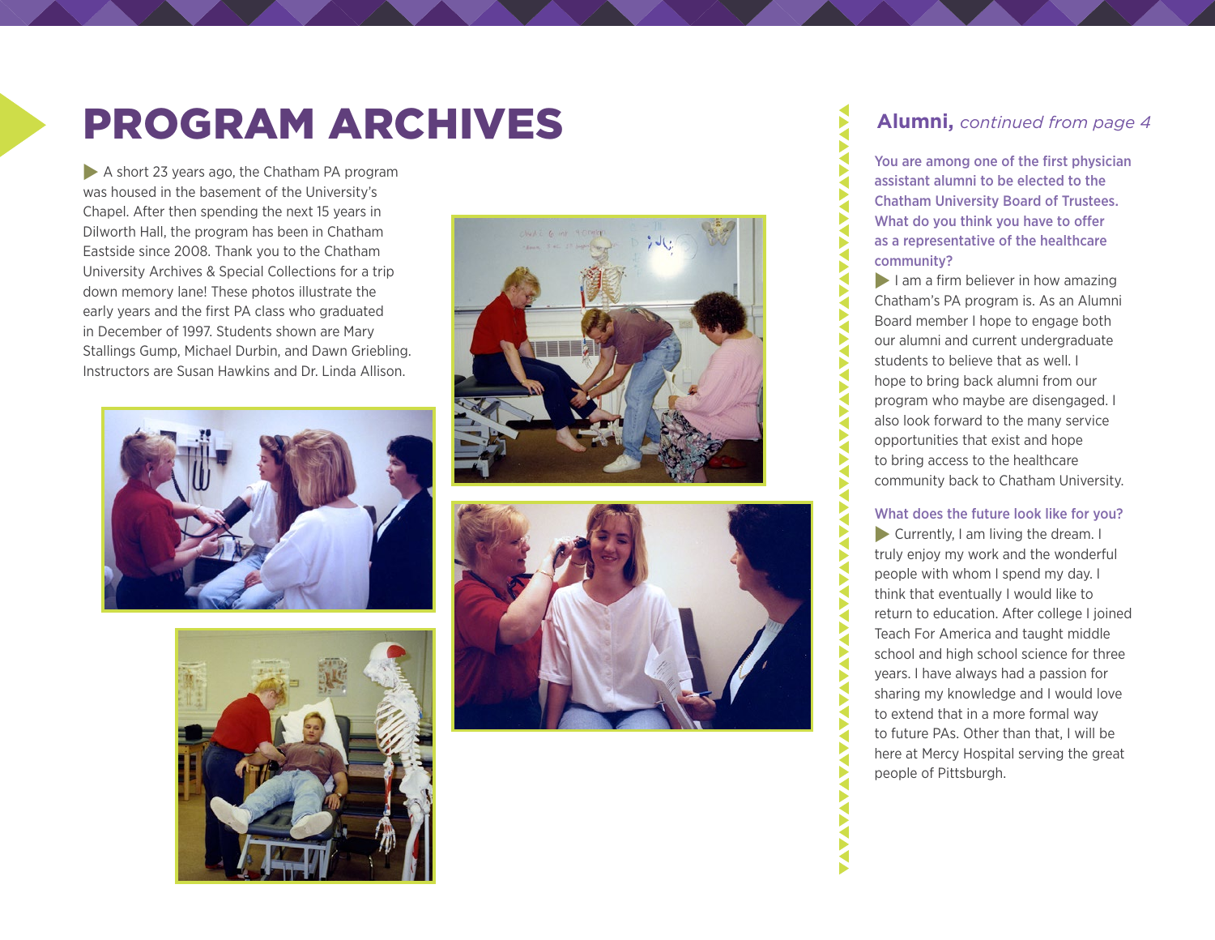# PROGRAM ARCHIVES

A short 23 years ago, the Chatham PA program was housed in the basement of the University's Chapel. After then spending the next 15 years in Dilworth Hall, the program has been in Chatham Eastside since 2008. Thank you to the Chatham University Archives & Special Collections for a trip down memory lane! These photos illustrate the early years and the first PA class who graduated in December of 1997. Students shown are Mary Stallings Gump, Michael Durbin, and Dawn Griebling. Instructors are Susan Hawkins and Dr. Linda Allison.

## **Alumni,** *continued from page 4*

**You are among one of the first physician assistant alumni to be elected to the Chatham University Board of Trustees. What do you think you have to offer as a representative of the healthcare community?**

I am a firm believer in how amazing Chatham's PA program is. As an Alumni Board member I hope to engage both our alumni and current undergraduate students to believe that as well. I hope to bring back alumni from our program who maybe are disengaged. I also look forward to the many service opportunities that exist and hope to bring access to the healthcare community back to Chatham University.

**What does the future look like for you?**

Currently, I am living the dream. I truly enjoy my work and the wonderful people with whom I spend my day. I think that eventually I would like to return to education. After college I joined Teach For America and taught middle school and high school science for three years. I have always had a passion for sharing my knowledge and I would love to extend that in a more formal way to future PAs. Other than that, I will be here at Mercy Hospital serving the great people of Pittsburgh.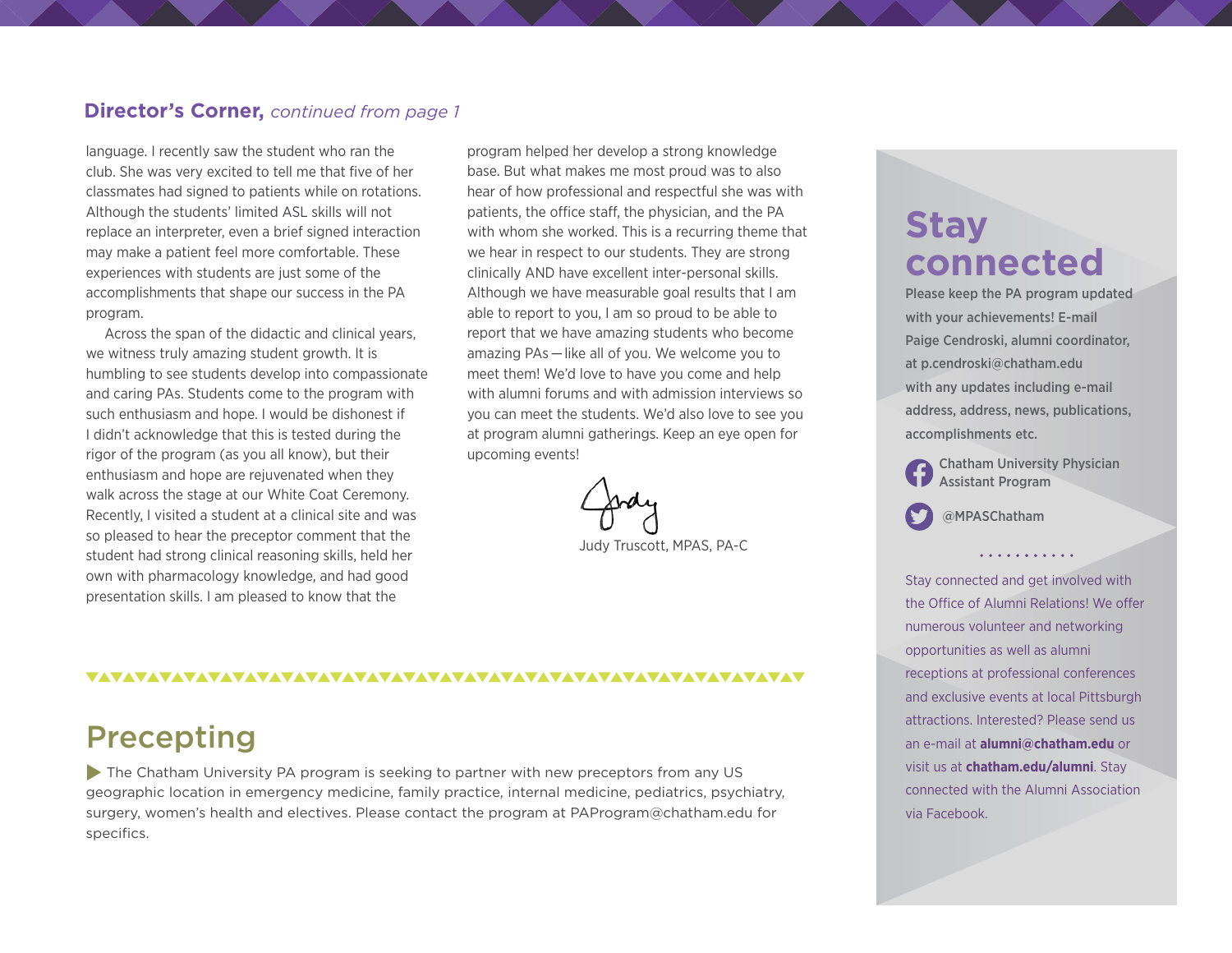**Director's Corner,** *continued from page 1*

language. I recently saw the student who ran the club. She was very excited to tell me that five of her classmates had signed to patients while on rotations. Although the students' limited ASL skills will not replace an interpreter, even a brief signed interaction may make a patient feel more comfortable. These experiences with students are just some of the accomplishments that shape our success in the PA program.

Across the span of the didactic and clinical years, we witness truly amazing student growth. It is humbling to see students develop into compassionate and caring PAs. Students come to the program with such enthusiasm and hope. I would be dishonest if I didn't acknowledge that this is tested during the rigor of the program (as you all know), but their enthusiasm and hope are rejuvenated when they walk across the stage at our White Coat Ceremony. Recently, I visited a student at a clinical site and was so pleased to hear the preceptor comment that the student had strong clinical reasoning skills, held her own with pharmacology knowledge, and had good presentation skills. I am pleased to know that the program helped her develop a strong knowledge base. But what makes me most proud was to also hear of how professional and respectful she was with patients, the office staff, the physician, and the PA with whom she worked. This is a recurring theme that we hear in respect to our students. They are strong clinically AND have excellent inter-personal skills. Although we have measurable goal results that I am able to report to you, I am so proud to be able to report that we have amazing students who become amazing PAs — like all of you. We welcome you to meet them! We'd love to have you come and help with alumni forums and with admission interviews so you can meet the students. We'd also love to see you at program alumni gatherings. Keep an eye open for upcoming events!

Judy

Judy Truscott, MPAS, PA-C

## Precepting

The Chatham University PA program is seeking to partner with new preceptors from any US geographic location in emergency medicine, family practice, internal medicine, pediatrics, psychiatry, surgery, women's health and electives. Please contact the program at PAProgram@chatham.edu for specifics.

## Stay connected

**Please keep the PA program updated with your achievements! E-mail Paige Cendroski, alumni coordinator, at p.cendroski@chatham.edu with any updates including e-mail address, address, news, publications, accomplishments etc.**

**Chatham University Physician Assistant Program**

**@MPASChatham**

Stay connected and get involved with the Office of Alumni Relations! We offer numerous volunteer and networking opportunities as well as alumni receptions at professional conferences and exclusive events at local Pittsburgh attractions. Interested? Please send us an e-mail at **alumni@chatham.edu** or visit us at **chatham.edu/alumni**. Stay connected with the Alumni Association via Facebook.